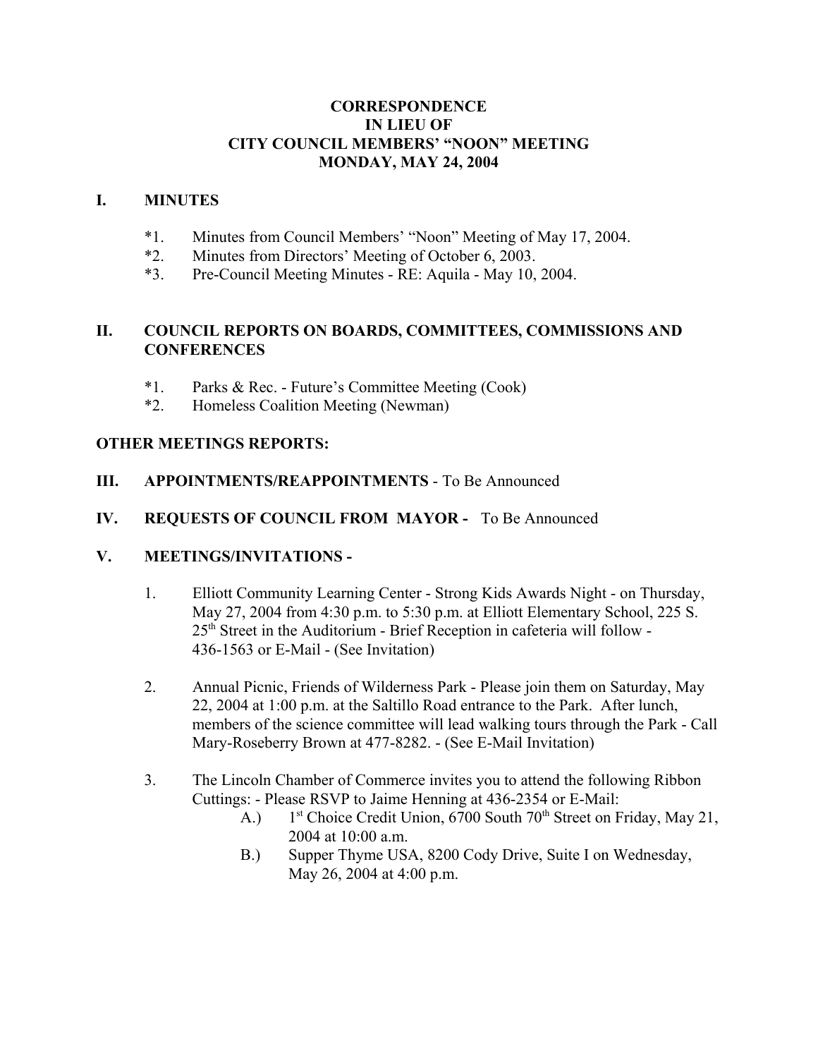# CORRESPONDENCE
# IN LIEU OF
# CITY COUNCIL MEMBERS' "NOON" MEETING
# MONDAY, MAY 24, 2004

## I. MINUTES

*1. Minutes from Council Members' "Noon" Meeting of May 17, 2004.
*2. Minutes from Directors' Meeting of October 6, 2003.
*3. Pre-Council Meeting Minutes - RE: Aquila - May 10, 2004.

## II. COUNCIL REPORTS ON BOARDS, COMMITTEES, COMMISSIONS AND CONFERENCES

*1. Parks & Rec. - Future's Committee Meeting (Cook)
*2. Homeless Coalition Meeting (Newman)

**OTHER MEETINGS REPORTS:**

## III. APPOINTMENTS/REAPPOINTMENTS - To Be Announced

## IV. REQUESTS OF COUNCIL FROM MAYOR - To Be Announced

## V. MEETINGS/INVITATIONS -

1. Elliott Community Learning Center - Strong Kids Awards Night - on Thursday, May 27, 2004 from 4:30 p.m. to 5:30 p.m. at Elliott Elementary School, 225 S. 25th Street in the Auditorium - Brief Reception in cafeteria will follow - 436-1563 or E-Mail - (See Invitation)

2. Annual Picnic, Friends of Wilderness Park - Please join them on Saturday, May 22, 2004 at 1:00 p.m. at the Saltillo Road entrance to the Park. After lunch, members of the science committee will lead walking tours through the Park - Call Mary-Roseberry Brown at 477-8282. - (See E-Mail Invitation)

3. The Lincoln Chamber of Commerce invites you to attend the following Ribbon Cuttings: - Please RSVP to Jaime Henning at 436-2354 or E-Mail:
   - A.) 1st Choice Credit Union, 6700 South 70th Street on Friday, May 21, 2004 at 10:00 a.m.
   - B.) Supper Thyme USA, 8200 Cody Drive, Suite I on Wednesday, May 26, 2004 at 4:00 p.m.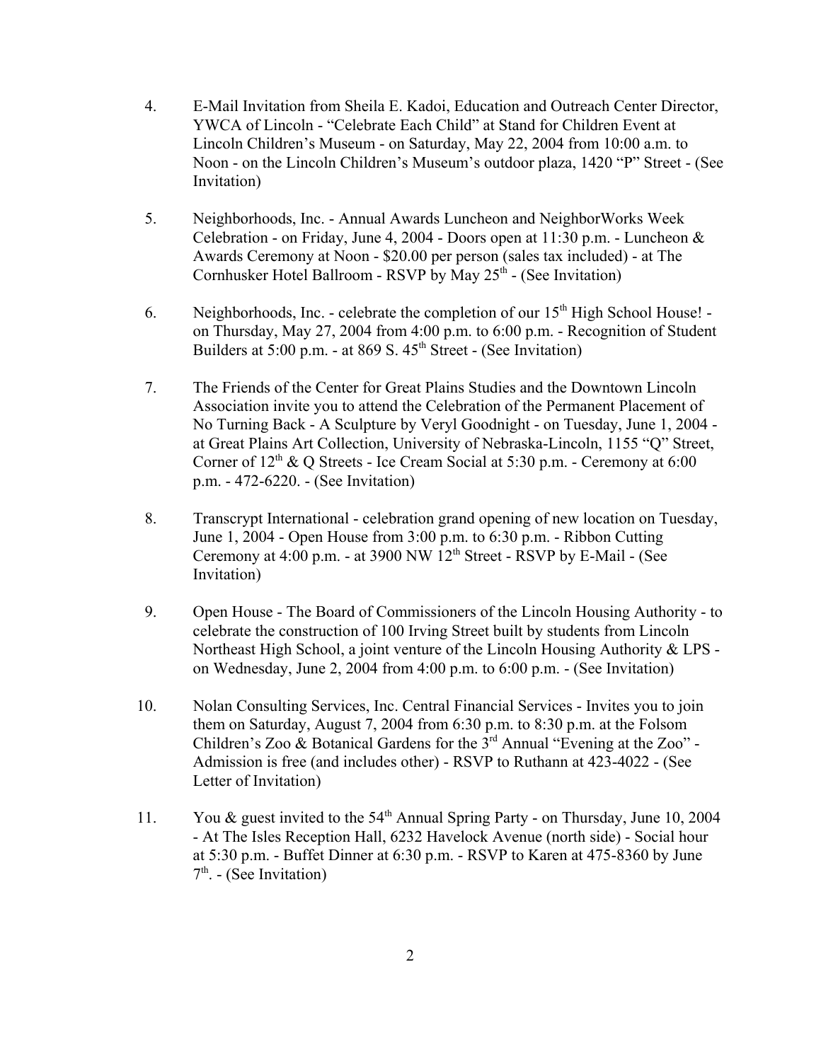4. E-Mail Invitation from Sheila E. Kadoi, Education and Outreach Center Director, YWCA of Lincoln - "Celebrate Each Child" at Stand for Children Event at Lincoln Children's Museum - on Saturday, May 22, 2004 from 10:00 a.m. to Noon - on the Lincoln Children's Museum's outdoor plaza, 1420 "P" Street - (See Invitation)

5. Neighborhoods, Inc. - Annual Awards Luncheon and NeighborWorks Week Celebration - on Friday, June 4, 2004 - Doors open at 11:30 p.m. - Luncheon & Awards Ceremony at Noon - $20.00 per person (sales tax included) - at The Cornhusker Hotel Ballroom - RSVP by May 25th - (See Invitation)

6. Neighborhoods, Inc. - celebrate the completion of our 15th High School House! - on Thursday, May 27, 2004 from 4:00 p.m. to 6:00 p.m. - Recognition of Student Builders at 5:00 p.m. - at 869 S. 45th Street - (See Invitation)

7. The Friends of the Center for Great Plains Studies and the Downtown Lincoln Association invite you to attend the Celebration of the Permanent Placement of No Turning Back - A Sculpture by Veryl Goodnight - on Tuesday, June 1, 2004 - at Great Plains Art Collection, University of Nebraska-Lincoln, 1155 "Q" Street, Corner of 12th & Q Streets - Ice Cream Social at 5:30 p.m. - Ceremony at 6:00 p.m. - 472-6220. - (See Invitation)

8. Transcrypt International - celebration grand opening of new location on Tuesday, June 1, 2004 - Open House from 3:00 p.m. to 6:30 p.m. - Ribbon Cutting Ceremony at 4:00 p.m. - at 3900 NW 12th Street - RSVP by E-Mail - (See Invitation)

9. Open House - The Board of Commissioners of the Lincoln Housing Authority - to celebrate the construction of 100 Irving Street built by students from Lincoln Northeast High School, a joint venture of the Lincoln Housing Authority & LPS - on Wednesday, June 2, 2004 from 4:00 p.m. to 6:00 p.m. - (See Invitation)

10. Nolan Consulting Services, Inc. Central Financial Services - Invites you to join them on Saturday, August 7, 2004 from 6:30 p.m. to 8:30 p.m. at the Folsom Children's Zoo & Botanical Gardens for the 3rd Annual "Evening at the Zoo" - Admission is free (and includes other) - RSVP to Ruthann at 423-4022 - (See Letter of Invitation)

11. You & guest invited to the 54th Annual Spring Party - on Thursday, June 10, 2004 - At The Isles Reception Hall, 6232 Havelock Avenue (north side) - Social hour at 5:30 p.m. - Buffet Dinner at 6:30 p.m. - RSVP to Karen at 475-8360 by June 7th. - (See Invitation)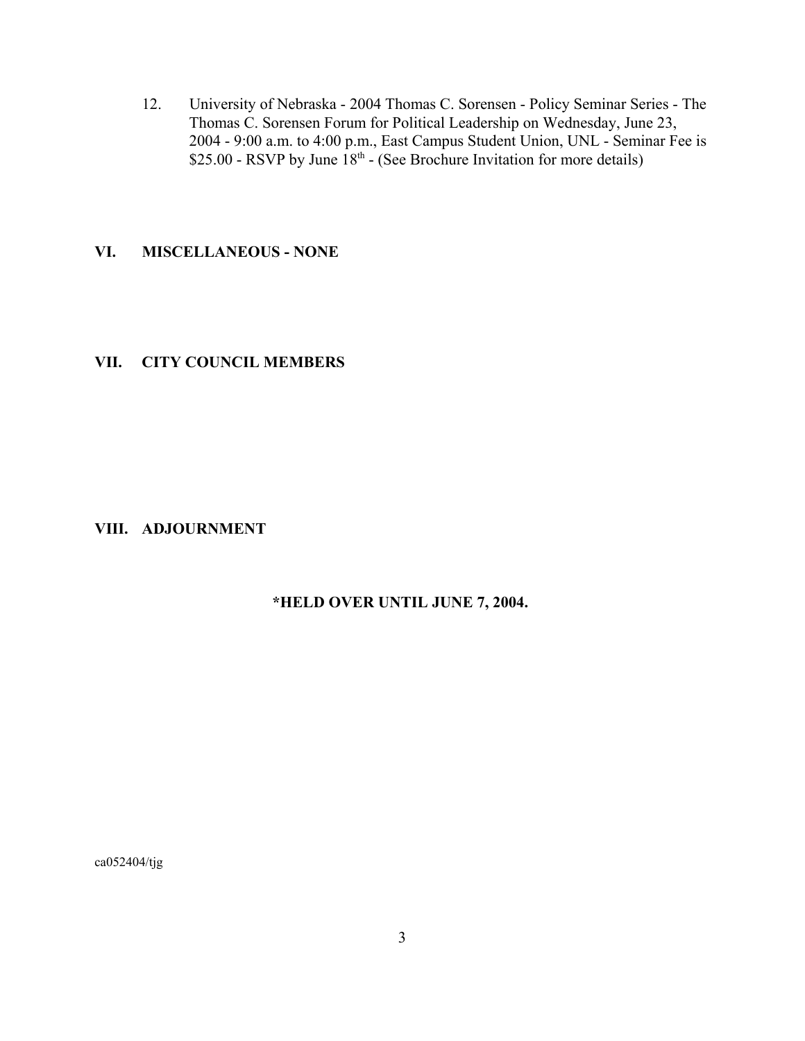12. University of Nebraska - 2004 Thomas C. Sorensen - Policy Seminar Series - The Thomas C. Sorensen Forum for Political Leadership on Wednesday, June 23, 2004 - 9:00 a.m. to 4:00 p.m., East Campus Student Union, UNL - Seminar Fee is $25.00 - RSVP by June 18th - (See Brochure Invitation for more details)

## VI. MISCELLANEOUS - NONE

## VII. CITY COUNCIL MEMBERS

## VIII. ADJOURNMENT

**\*HELD OVER UNTIL JUNE 7, 2004.**

ca052404/tjg